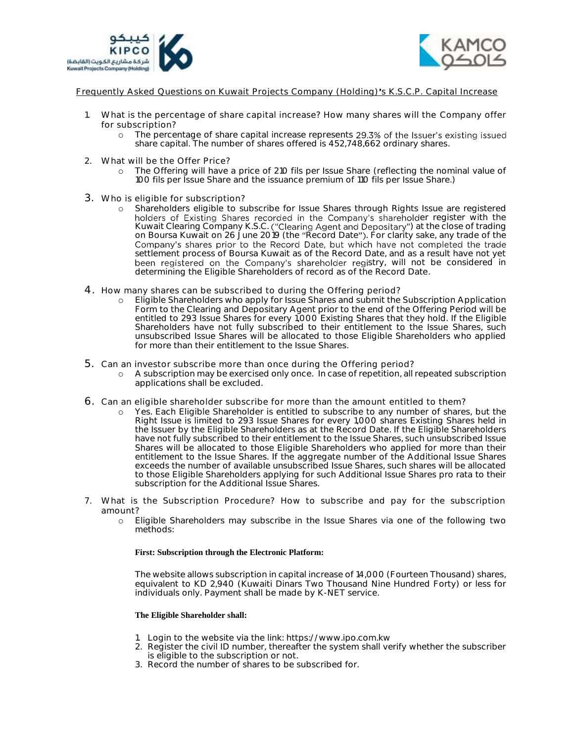## Frequently Asked Questions on Kuwait Projects Company (Holding)'s K.S.C.P. Capital Increase

1. What is the percentage of share capital increase? How many shares will the Company offer for subscription?
   - The percentage of share capital increase represents 29.3% of the Issuer's existing issued share capital. The number of shares offered is 452,748,662 ordinary shares.

2. What will be the Offer Price?
   - The Offering will have a price of 210 fils per Issue Share (reflecting the nominal value of 100 fils per Issue Share and the issuance premium of 110 fils per Issue Share.)

3. Who is eligible for subscription?
   - Shareholders eligible to subscribe for Issue Shares through Rights Issue are registered holders of Existing Shares recorded in the Company's shareholder register with the Kuwait Clearing Company K.S.C. ("Clearing Agent and Depositary") at the close of trading on Boursa Kuwait on 26 June 2019 (the "Record Date"). For clarity sake, any trade of the Company's shares prior to the Record Date, but which have not completed the trade settlement process of Boursa Kuwait as of the Record Date, and as a result have not yet been registered on the Company's shareholder registry, will not be considered in determining the Eligible Shareholders of record as of the Record Date.

4. How many shares can be subscribed to during the Offering period?
   - Eligible Shareholders who apply for Issue Shares and submit the Subscription Application Form to the Clearing and Depositary Agent prior to the end of the Offering Period will be entitled to 293 Issue Shares for every 1,000 Existing Shares that they hold. If the Eligible Shareholders have not fully subscribed to their entitlement to the Issue Shares, such unsubscribed Issue Shares will be allocated to those Eligible Shareholders who applied for more than their entitlement to the Issue Shares.

5. Can an investor subscribe more than once during the Offering period?
   - A subscription may be exercised only once. In case of repetition, all repeated subscription applications shall be excluded.

6. Can an eligible shareholder subscribe for more than the amount entitled to them?
   - Yes. Each Eligible Shareholder is entitled to subscribe to any number of shares, but the Right Issue is limited to 293 Issue Shares for every 1,000 shares Existing Shares held in the Issuer by the Eligible Shareholders as at the Record Date. If the Eligible Shareholders have not fully subscribed to their entitlement to the Issue Shares, such unsubscribed Issue Shares will be allocated to those Eligible Shareholders who applied for more than their entitlement to the Issue Shares. If the aggregate number of the Additional Issue Shares exceeds the number of available unsubscribed Issue Shares, such shares will be allocated to those Eligible Shareholders applying for such Additional Issue Shares pro rata to their subscription for the Additional Issue Shares.

7. What is the Subscription Procedure? How to subscribe and pay for the subscription amount?
   - Eligible Shareholders may subscribe in the Issue Shares via one of the following two methods:

     **First: Subscription through the Electronic Platform:**

     The website allows subscription in capital increase of 14,000 (Fourteen Thousand) shares, equivalent to KD 2,940 (Kuwaiti Dinars Two Thousand Nine Hundred Forty) or less for individuals only. Payment shall be made by K-NET service.

     **The Eligible Shareholder shall:**

     1. Login to the website via the link: https://www.ipo.com.kw
     2. Register the civil ID number, thereafter the system shall verify whether the subscriber is eligible to the subscription or not.
     3. Record the number of shares to be subscribed for.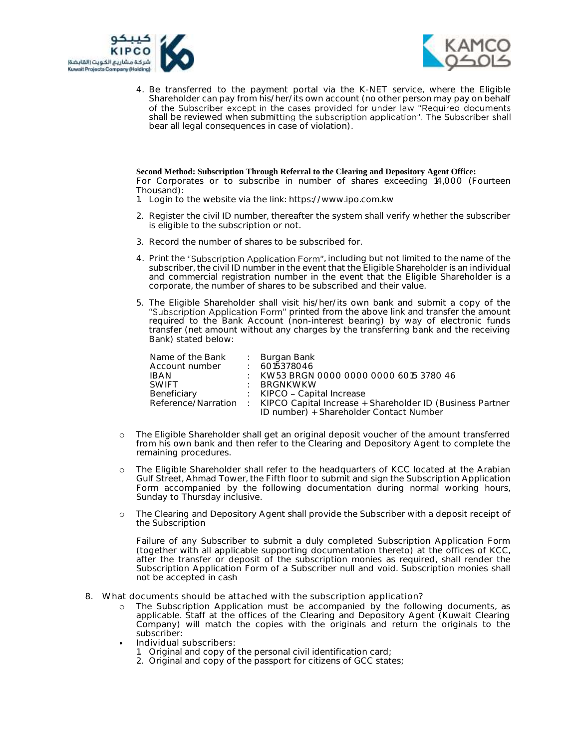4. Be transferred to the payment portal via the K-NET service, where the Eligible Shareholder can pay from his/her/its own account (no other person may pay on behalf of the Subscriber except in the cases provided for under law "Required documents shall be reviewed when submitting the subscription application". The Subscriber shall bear all legal consequences in case of violation).

**Second Method: Subscription Through Referral to the Clearing and Depository Agent Office:**
For Corporates or to subscribe in number of shares exceeding 14,000 (Fourteen Thousand):

1. Login to the website via the link: https://www.ipo.com.kw
2. Register the civil ID number, thereafter the system shall verify whether the subscriber is eligible to the subscription or not.
3. Record the number of shares to be subscribed for.
4. Print the "Subscription Application Form", including but not limited to the name of the subscriber, the civil ID number in the event that the Eligible Shareholder is an individual and commercial registration number in the event that the Eligible Shareholder is a corporate, the number of shares to be subscribed and their value.
5. The Eligible Shareholder shall visit his/her/its own bank and submit a copy of the "Subscription Application Form" printed from the above link and transfer the amount required to the Bank Account (non-interest bearing) by way of electronic funds transfer (net amount without any charges by the transferring bank and the receiving Bank) stated below:

| | | |
|---|---|---|
| Name of the Bank | : | Burgan Bank |
| Account number | : | 6015378046 |
| IBAN | : | KW53 BRGN 0000 0000 0000 6015 3780 46 |
| SWIFT | : | BRGNKWKW |
| Beneficiary | : | KIPCO – Capital Increase |
| Reference/Narration | : | KIPCO Capital Increase + Shareholder ID (Business Partner ID number) + Shareholder Contact Number |

- The Eligible Shareholder shall get an original deposit voucher of the amount transferred from his own bank and then refer to the Clearing and Depository Agent to complete the remaining procedures.
- The Eligible Shareholder shall refer to the headquarters of KCC located at the Arabian Gulf Street, Ahmad Tower, the Fifth floor to submit and sign the Subscription Application Form accompanied by the following documentation during normal working hours, Sunday to Thursday inclusive.
- The Clearing and Depository Agent shall provide the Subscriber with a deposit receipt of the Subscription

Failure of any Subscriber to submit a duly completed Subscription Application Form (together with all applicable supporting documentation thereto) at the offices of KCC, after the transfer or deposit of the subscription monies as required, shall render the Subscription Application Form of a Subscriber null and void. Subscription monies shall not be accepted in cash

8. What documents should be attached with the subscription application?
   - The Subscription Application must be accompanied by the following documents, as applicable. Staff at the offices of the Clearing and Depository Agent (Kuwait Clearing Company) will match the copies with the originals and return the originals to the subscriber:
   - Individual subscribers:
     1. Original and copy of the personal civil identification card;
     2. Original and copy of the passport for citizens of GCC states;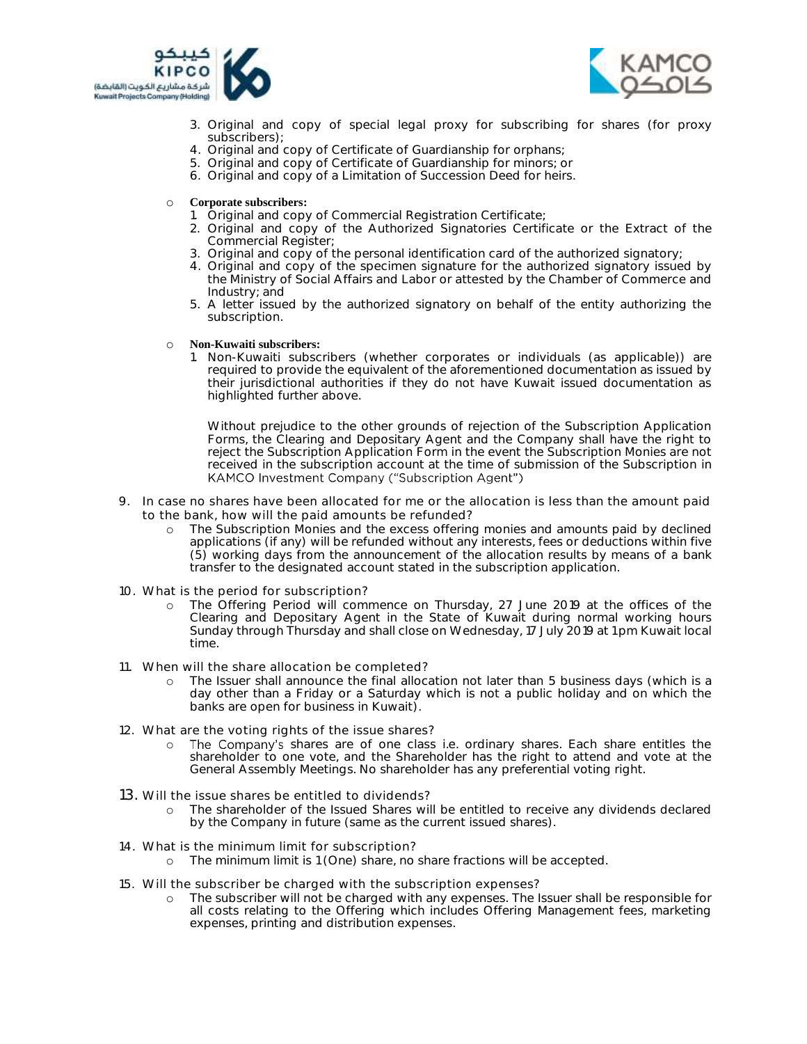3. Original and copy of special legal proxy for subscribing for shares (for proxy subscribers);
4. Original and copy of Certificate of Guardianship for orphans;
5. Original and copy of Certificate of Guardianship for minors; or
6. Original and copy of a Limitation of Succession Deed for heirs.

- **Corporate subscribers:**
  1. Original and copy of Commercial Registration Certificate;
  2. Original and copy of the Authorized Signatories Certificate or the Extract of the Commercial Register;
  3. Original and copy of the personal identification card of the authorized signatory;
  4. Original and copy of the specimen signature for the authorized signatory issued by the Ministry of Social Affairs and Labor or attested by the Chamber of Commerce and Industry; and
  5. A letter issued by the authorized signatory on behalf of the entity authorizing the subscription.

- **Non-Kuwaiti subscribers:**
  1. Non-Kuwaiti subscribers (whether corporates or individuals (as applicable)) are required to provide the equivalent of the aforementioned documentation as issued by their jurisdictional authorities if they do not have Kuwait issued documentation as highlighted further above.

  Without prejudice to the other grounds of rejection of the Subscription Application Forms, the Clearing and Depositary Agent and the Company shall have the right to reject the Subscription Application Form in the event the Subscription Monies are not received in the subscription account at the time of submission of the Subscription in KAMCO Investment Company ("Subscription Agent")

9. In case no shares have been allocated for me or the allocation is less than the amount paid to the bank, how will the paid amounts be refunded?
   - The Subscription Monies and the excess offering monies and amounts paid by declined applications (if any) will be refunded without any interests, fees or deductions within five (5) working days from the announcement of the allocation results by means of a bank transfer to the designated account stated in the subscription application.

10. What is the period for subscription?
    - The Offering Period will commence on Thursday, 27 June 2019 at the offices of the Clearing and Depositary Agent in the State of Kuwait during normal working hours Sunday through Thursday and shall close on Wednesday, 17 July 2019 at 1pm Kuwait local time.

11. When will the share allocation be completed?
    - The Issuer shall announce the final allocation not later than 5 business days (which is a day other than a Friday or a Saturday which is not a public holiday and on which the banks are open for business in Kuwait).

12. What are the voting rights of the issue shares?
    - The Company's shares are of one class i.e. ordinary shares. Each share entitles the shareholder to one vote, and the Shareholder has the right to attend and vote at the General Assembly Meetings. No shareholder has any preferential voting right.

13. Will the issue shares be entitled to dividends?
    - The shareholder of the Issued Shares will be entitled to receive any dividends declared by the Company in future (same as the current issued shares).

14. What is the minimum limit for subscription?
    - The minimum limit is 1 (One) share, no share fractions will be accepted.

15. Will the subscriber be charged with the subscription expenses?
    - The subscriber will not be charged with any expenses. The Issuer shall be responsible for all costs relating to the Offering which includes Offering Management fees, marketing expenses, printing and distribution expenses.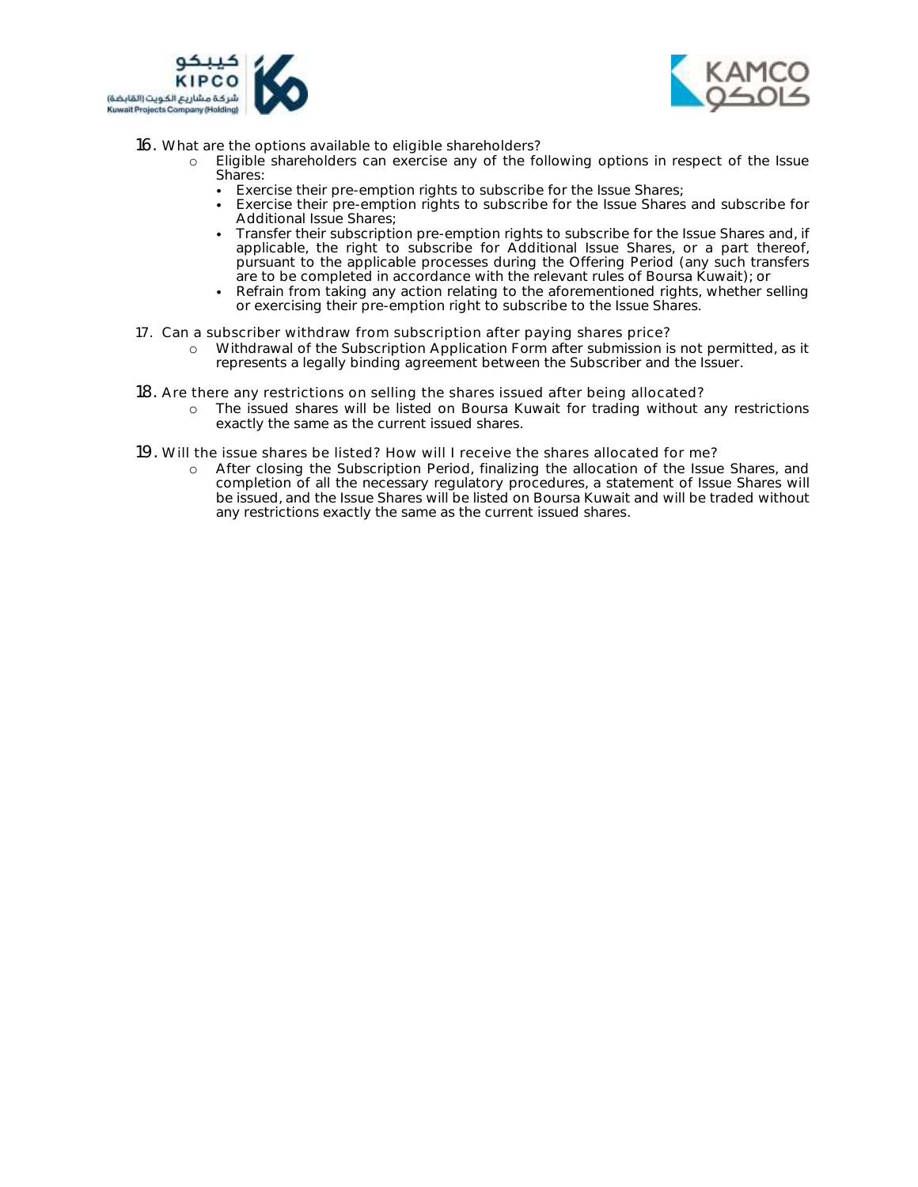16. What are the options available to eligible shareholders?
    - Eligible shareholders can exercise any of the following options in respect of the Issue Shares:
        - Exercise their pre-emption rights to subscribe for the Issue Shares;
        - Exercise their pre-emption rights to subscribe for the Issue Shares and subscribe for Additional Issue Shares;
        - Transfer their subscription pre-emption rights to subscribe for the Issue Shares and, if applicable, the right to subscribe for Additional Issue Shares, or a part thereof, pursuant to the applicable processes during the Offering Period (any such transfers are to be completed in accordance with the relevant rules of Boursa Kuwait); or
        - Refrain from taking any action relating to the aforementioned rights, whether selling or exercising their pre-emption right to subscribe to the Issue Shares.

17. Can a subscriber withdraw from subscription after paying shares price?
    - Withdrawal of the Subscription Application Form after submission is not permitted, as it represents a legally binding agreement between the Subscriber and the Issuer.

18. Are there any restrictions on selling the shares issued after being allocated?
    - The issued shares will be listed on Boursa Kuwait for trading without any restrictions exactly the same as the current issued shares.

19. Will the issue shares be listed? How will I receive the shares allocated for me?
    - After closing the Subscription Period, finalizing the allocation of the Issue Shares, and completion of all the necessary regulatory procedures, a statement of Issue Shares will be issued, and the Issue Shares will be listed on Boursa Kuwait and will be traded without any restrictions exactly the same as the current issued shares.